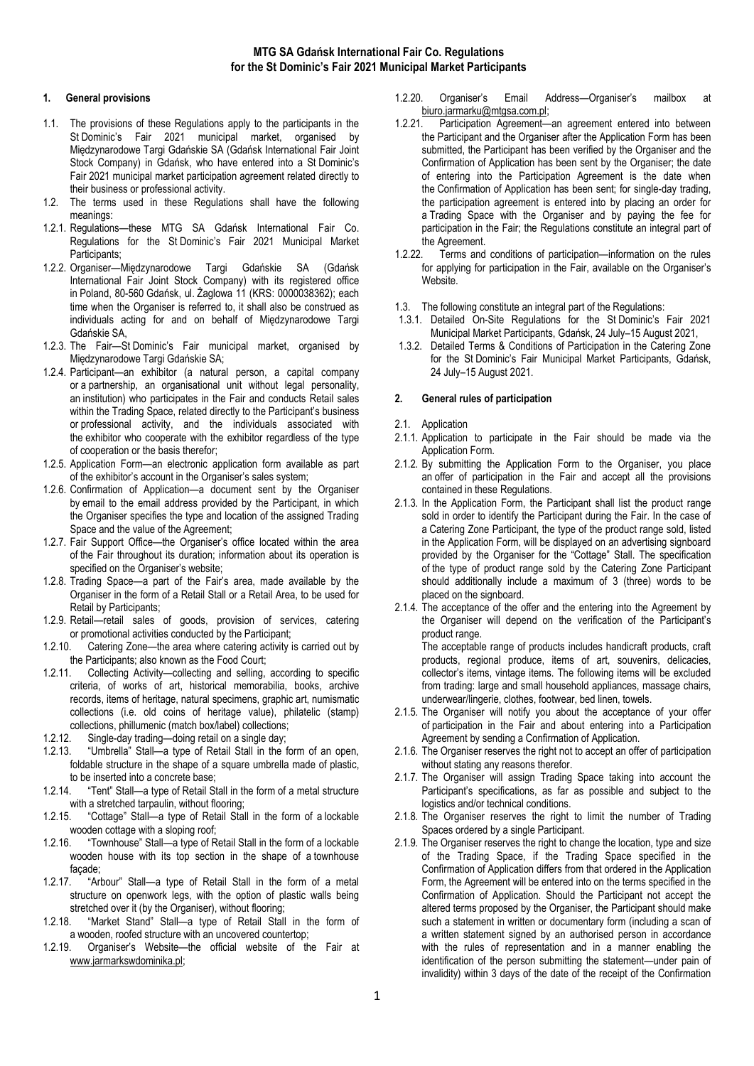# MTG SA Gdańsk International Fair Co. Regulations for the St Dominic's Fair 2021 Municipal Market Participants

## 1. General provisions

1.1. The provisions of these Regulations apply to the participants in the St Dominic's Fair 2021 municipal market, organised by Międzynarodowe Targi Gdańskie SA (Gdańsk International Fair Joint Stock Company) in Gdańsk, who have entered into a St Dominic's Fair 2021 municipal market participation agreement related directly to their business or professional activity.

1.2. The terms used in these Regulations shall have the following meanings:

1.2.1. Regulations—these MTG SA Gdańsk International Fair Co. Regulations for the St Dominic's Fair 2021 Municipal Market Participants;

1.2.2. Organiser—Międzynarodowe Targi Gdańskie SA (Gdańsk International Fair Joint Stock Company) with its registered office in Poland, 80-560 Gdańsk, ul. Żaglowa 11 (KRS: 0000038362); each time when the Organiser is referred to, it shall also be construed as individuals acting for and on behalf of Międzynarodowe Targi Gdańskie SA,

1.2.3. The Fair—St Dominic's Fair municipal market, organised by Międzynarodowe Targi Gdańskie SA;

1.2.4. Participant—an exhibitor (a natural person, a capital company or a partnership, an organisational unit without legal personality, an institution) who participates in the Fair and conducts Retail sales within the Trading Space, related directly to the Participant's business or professional activity, and the individuals associated with the exhibitor who cooperate with the exhibitor regardless of the type of cooperation or the basis therefor;

1.2.5. Application Form—an electronic application form available as part of the exhibitor's account in the Organiser's sales system;

1.2.6. Confirmation of Application—a document sent by the Organiser by email to the email address provided by the Participant, in which the Organiser specifies the type and location of the assigned Trading Space and the value of the Agreement;

1.2.7. Fair Support Office—the Organiser's office located within the area of the Fair throughout its duration; information about its operation is specified on the Organiser's website;

1.2.8. Trading Space—a part of the Fair's area, made available by the Organiser in the form of a Retail Stall or a Retail Area, to be used for Retail by Participants;

1.2.9. Retail—retail sales of goods, provision of services, catering or promotional activities conducted by the Participant;

1.2.10. Catering Zone—the area where catering activity is carried out by the Participants; also known as the Food Court;

1.2.11. Collecting Activity—collecting and selling, according to specific criteria, of works of art, historical memorabilia, books, archive records, items of heritage, natural specimens, graphic art, numismatic collections (i.e. old coins of heritage value), philatelic (stamp) collections, phillumenic (match box/label) collections;

1.2.12. Single-day trading—doing retail on a single day;

1.2.13. "Umbrella" Stall—a type of Retail Stall in the form of an open, foldable structure in the shape of a square umbrella made of plastic, to be inserted into a concrete base;

1.2.14. "Tent" Stall—a type of Retail Stall in the form of a metal structure with a stretched tarpaulin, without flooring;

1.2.15. "Cottage" Stall—a type of Retail Stall in the form of a lockable wooden cottage with a sloping roof;

1.2.16. "Townhouse" Stall—a type of Retail Stall in the form of a lockable wooden house with its top section in the shape of a townhouse façade;

1.2.17. "Arbour" Stall—a type of Retail Stall in the form of a metal structure on openwork legs, with the option of plastic walls being stretched over it (by the Organiser), without flooring;

1.2.18. "Market Stand" Stall—a type of Retail Stall in the form of a wooden, roofed structure with an uncovered countertop;

1.2.19. Organiser's Website—the official website of the Fair at www.jarmarkswdominika.pl;

1.2.20. Organiser's Email Address—Organiser's mailbox at biuro.jarmarku@mtgsa.com.pl;

1.2.21. Participation Agreement—an agreement entered into between the Participant and the Organiser after the Application Form has been submitted, the Participant has been verified by the Organiser and the Confirmation of Application has been sent by the Organiser; the date of entering into the Participation Agreement is the date when the Confirmation of Application has been sent; for single-day trading, the participation agreement is entered into by placing an order for a Trading Space with the Organiser and by paying the fee for participation in the Fair; the Regulations constitute an integral part of the Agreement.

1.2.22. Terms and conditions of participation—information on the rules for applying for participation in the Fair, available on the Organiser's Website.

1.3. The following constitute an integral part of the Regulations:

1.3.1. Detailed On-Site Regulations for the St Dominic's Fair 2021 Municipal Market Participants, Gdańsk, 24 July–15 August 2021,

1.3.2. Detailed Terms & Conditions of Participation in the Catering Zone for the St Dominic's Fair Municipal Market Participants, Gdańsk, 24 July–15 August 2021.

## 2. General rules of participation

2.1. Application

2.1.1. Application to participate in the Fair should be made via the Application Form.

2.1.2. By submitting the Application Form to the Organiser, you place an offer of participation in the Fair and accept all the provisions contained in these Regulations.

2.1.3. In the Application Form, the Participant shall list the product range sold in order to identify the Participant during the Fair. In the case of a Catering Zone Participant, the type of the product range sold, listed in the Application Form, will be displayed on an advertising signboard provided by the Organiser for the "Cottage" Stall. The specification of the type of product range sold by the Catering Zone Participant should additionally include a maximum of 3 (three) words to be placed on the signboard.

2.1.4. The acceptance of the offer and the entering into the Agreement by the Organiser will depend on the verification of the Participant's product range.
The acceptable range of products includes handicraft products, craft products, regional produce, items of art, souvenirs, delicacies, collector's items, vintage items. The following items will be excluded from trading: large and small household appliances, massage chairs, underwear/lingerie, clothes, footwear, bed linen, towels.

2.1.5. The Organiser will notify you about the acceptance of your offer of participation in the Fair and about entering into a Participation Agreement by sending a Confirmation of Application.

2.1.6. The Organiser reserves the right not to accept an offer of participation without stating any reasons therefor.

2.1.7. The Organiser will assign Trading Space taking into account the Participant's specifications, as far as possible and subject to the logistics and/or technical conditions.

2.1.8. The Organiser reserves the right to limit the number of Trading Spaces ordered by a single Participant.

2.1.9. The Organiser reserves the right to change the location, type and size of the Trading Space, if the Trading Space specified in the Confirmation of Application differs from that ordered in the Application Form, the Agreement will be entered into on the terms specified in the Confirmation of Application. Should the Participant not accept the altered terms proposed by the Organiser, the Participant should make such a statement in written or documentary form (including a scan of a written statement signed by an authorised person in accordance with the rules of representation and in a manner enabling the identification of the person submitting the statement—under pain of invalidity) within 3 days of the date of the receipt of the Confirmation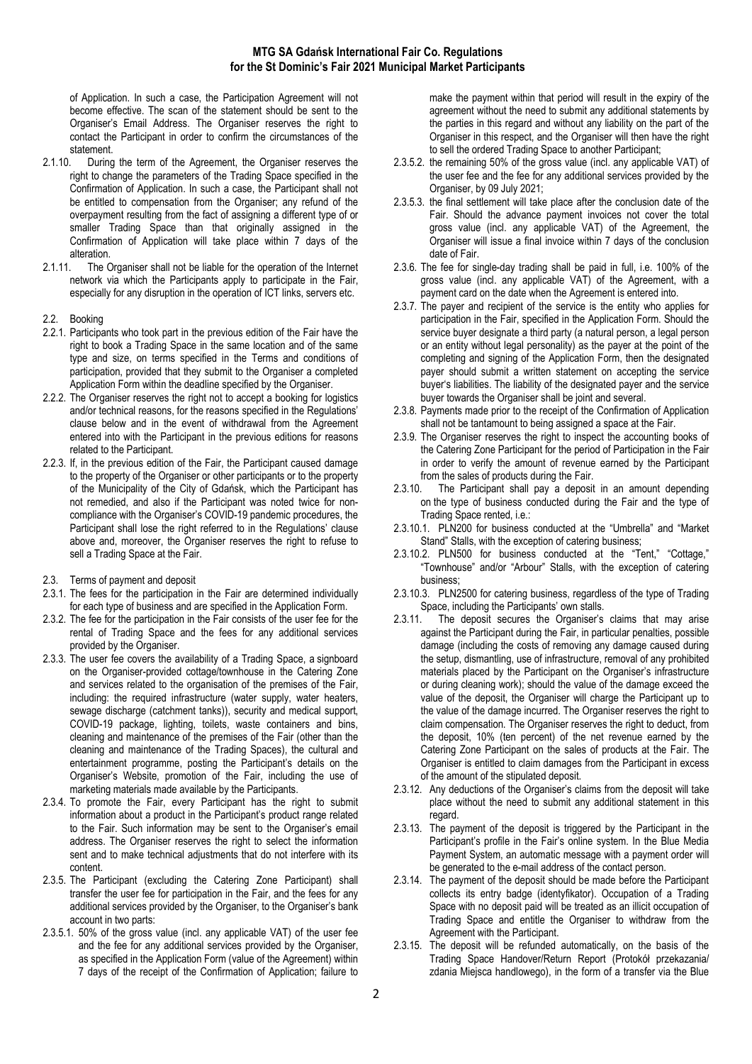of Application. In such a case, the Participation Agreement will not become effective. The scan of the statement should be sent to the Organiser's Email Address. The Organiser reserves the right to contact the Participant in order to confirm the circumstances of the statement.

2.1.10. During the term of the Agreement, the Organiser reserves the right to change the parameters of the Trading Space specified in the Confirmation of Application. In such a case, the Participant shall not be entitled to compensation from the Organiser; any refund of the overpayment resulting from the fact of assigning a different type of or smaller Trading Space than that originally assigned in the Confirmation of Application will take place within 7 days of the alteration.

2.1.11. The Organiser shall not be liable for the operation of the Internet network via which the Participants apply to participate in the Fair, especially for any disruption in the operation of ICT links, servers etc.

2.2. Booking

2.2.1. Participants who took part in the previous edition of the Fair have the right to book a Trading Space in the same location and of the same type and size, on terms specified in the Terms and conditions of participation, provided that they submit to the Organiser a completed Application Form within the deadline specified by the Organiser.

2.2.2. The Organiser reserves the right not to accept a booking for logistics and/or technical reasons, for the reasons specified in the Regulations' clause below and in the event of withdrawal from the Agreement entered into with the Participant in the previous editions for reasons related to the Participant.

2.2.3. If, in the previous edition of the Fair, the Participant caused damage to the property of the Organiser or other participants or to the property of the Municipality of the City of Gdańsk, which the Participant has not remedied, and also if the Participant was noted twice for non-compliance with the Organiser's COVID-19 pandemic procedures, the Participant shall lose the right referred to in the Regulations' clause above and, moreover, the Organiser reserves the right to refuse to sell a Trading Space at the Fair.

2.3. Terms of payment and deposit

2.3.1. The fees for the participation in the Fair are determined individually for each type of business and are specified in the Application Form.

2.3.2. The fee for the participation in the Fair consists of the user fee for the rental of Trading Space and the fees for any additional services provided by the Organiser.

2.3.3. The user fee covers the availability of a Trading Space, a signboard on the Organiser-provided cottage/townhouse in the Catering Zone and services related to the organisation of the premises of the Fair, including: the required infrastructure (water supply, water heaters, sewage discharge (catchment tanks)), security and medical support, COVID-19 package, lighting, toilets, waste containers and bins, cleaning and maintenance of the premises of the Fair (other than the cleaning and maintenance of the Trading Spaces), the cultural and entertainment programme, posting the Participant's details on the Organiser's Website, promotion of the Fair, including the use of marketing materials made available by the Participants.

2.3.4. To promote the Fair, every Participant has the right to submit information about a product in the Participant's product range related to the Fair. Such information may be sent to the Organiser's email address. The Organiser reserves the right to select the information sent and to make technical adjustments that do not interfere with its content.

2.3.5. The Participant (excluding the Catering Zone Participant) shall transfer the user fee for participation in the Fair, and the fees for any additional services provided by the Organiser, to the Organiser's bank account in two parts:

2.3.5.1. 50% of the gross value (incl. any applicable VAT) of the user fee and the fee for any additional services provided by the Organiser, as specified in the Application Form (value of the Agreement) within 7 days of the receipt of the Confirmation of Application; failure to make the payment within that period will result in the expiry of the agreement without the need to submit any additional statements by the parties in this regard and without any liability on the part of the Organiser in this respect, and the Organiser will then have the right to sell the ordered Trading Space to another Participant;

2.3.5.2. the remaining 50% of the gross value (incl. any applicable VAT) of the user fee and the fee for any additional services provided by the Organiser, by 09 July 2021;

2.3.5.3. the final settlement will take place after the conclusion date of the Fair. Should the advance payment invoices not cover the total gross value (incl. any applicable VAT) of the Agreement, the Organiser will issue a final invoice within 7 days of the conclusion date of Fair.

2.3.6. The fee for single-day trading shall be paid in full, i.e. 100% of the gross value (incl. any applicable VAT) of the Agreement, with a payment card on the date when the Agreement is entered into.

2.3.7. The payer and recipient of the service is the entity who applies for participation in the Fair, specified in the Application Form. Should the service buyer designate a third party (a natural person, a legal person or an entity without legal personality) as the payer at the point of the completing and signing of the Application Form, then the designated payer should submit a written statement on accepting the service buyer's liabilities. The liability of the designated payer and the service buyer towards the Organiser shall be joint and several.

2.3.8. Payments made prior to the receipt of the Confirmation of Application shall not be tantamount to being assigned a space at the Fair.

2.3.9. The Organiser reserves the right to inspect the accounting books of the Catering Zone Participant for the period of Participation in the Fair in order to verify the amount of revenue earned by the Participant from the sales of products during the Fair.

2.3.10. The Participant shall pay a deposit in an amount depending on the type of business conducted during the Fair and the type of Trading Space rented, i.e.:

2.3.10.1. PLN200 for business conducted at the "Umbrella" and "Market Stand" Stalls, with the exception of catering business;

2.3.10.2. PLN500 for business conducted at the "Tent," "Cottage," "Townhouse" and/or "Arbour" Stalls, with the exception of catering business;

2.3.10.3. PLN2500 for catering business, regardless of the type of Trading Space, including the Participants' own stalls.

2.3.11. The deposit secures the Organiser's claims that may arise against the Participant during the Fair, in particular penalties, possible damage (including the costs of removing any damage caused during the setup, dismantling, use of infrastructure, removal of any prohibited materials placed by the Participant on the Organiser's infrastructure or during cleaning work); should the value of the damage exceed the value of the deposit, the Organiser will charge the Participant up to the value of the damage incurred. The Organiser reserves the right to claim compensation. The Organiser reserves the right to deduct, from the deposit, 10% (ten percent) of the net revenue earned by the Catering Zone Participant on the sales of products at the Fair. The Organiser is entitled to claim damages from the Participant in excess of the amount of the stipulated deposit.

2.3.12. Any deductions of the Organiser's claims from the deposit will take place without the need to submit any additional statement in this regard.

2.3.13. The payment of the deposit is triggered by the Participant in the Participant's profile in the Fair's online system. In the Blue Media Payment System, an automatic message with a payment order will be generated to the e-mail address of the contact person.

2.3.14. The payment of the deposit should be made before the Participant collects its entry badge (identyfikator). Occupation of a Trading Space with no deposit paid will be treated as an illicit occupation of Trading Space and entitle the Organiser to withdraw from the Agreement with the Participant.

2.3.15. The deposit will be refunded automatically, on the basis of the Trading Space Handover/Return Report (Protokół przekazania/ zdania Miejsca handlowego), in the form of a transfer via the Blue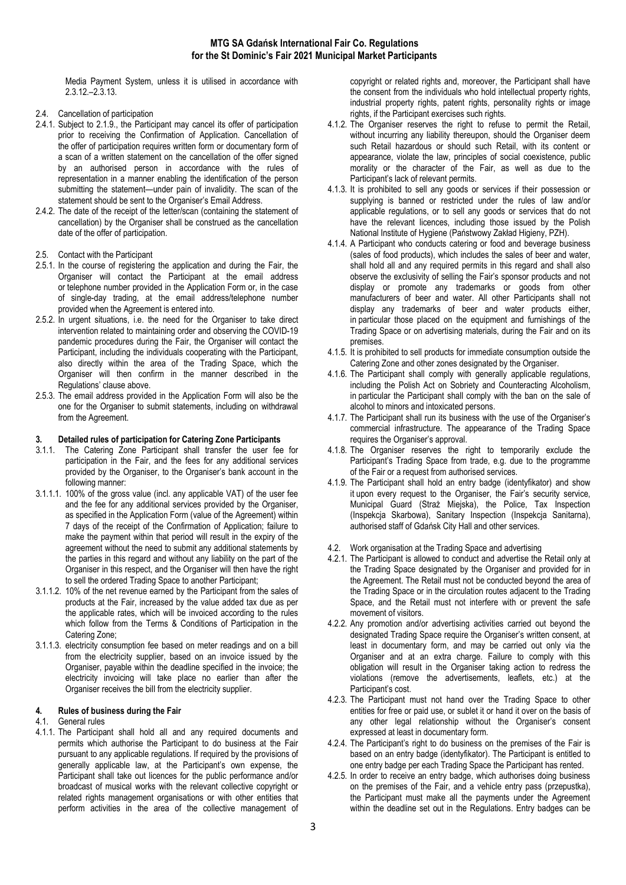Media Payment System, unless it is utilised in accordance with 2.3.12.–2.3.13.

2.4. Cancellation of participation

2.4.1. Subject to 2.1.9., the Participant may cancel its offer of participation prior to receiving the Confirmation of Application. Cancellation of the offer of participation requires written form or documentary form of a scan of a written statement on the cancellation of the offer signed by an authorised person in accordance with the rules of representation in a manner enabling the identification of the person submitting the statement—under pain of invalidity. The scan of the statement should be sent to the Organiser's Email Address.

2.4.2. The date of the receipt of the letter/scan (containing the statement of cancellation) by the Organiser shall be construed as the cancellation date of the offer of participation.

2.5. Contact with the Participant

2.5.1. In the course of registering the application and during the Fair, the Organiser will contact the Participant at the email address or telephone number provided in the Application Form or, in the case of single-day trading, at the email address/telephone number provided when the Agreement is entered into.

2.5.2. In urgent situations, i.e. the need for the Organiser to take direct intervention related to maintaining order and observing the COVID-19 pandemic procedures during the Fair, the Organiser will contact the Participant, including the individuals cooperating with the Participant, also directly within the area of the Trading Space, which the Organiser will then confirm in the manner described in the Regulations' clause above.

2.5.3. The email address provided in the Application Form will also be the one for the Organiser to submit statements, including on withdrawal from the Agreement.

## 3. Detailed rules of participation for Catering Zone Participants

3.1.1. The Catering Zone Participant shall transfer the user fee for participation in the Fair, and the fees for any additional services provided by the Organiser, to the Organiser's bank account in the following manner:

3.1.1.1. 100% of the gross value (incl. any applicable VAT) of the user fee and the fee for any additional services provided by the Organiser, as specified in the Application Form (value of the Agreement) within 7 days of the receipt of the Confirmation of Application; failure to make the payment within that period will result in the expiry of the agreement without the need to submit any additional statements by the parties in this regard and without any liability on the part of the Organiser in this respect, and the Organiser will then have the right to sell the ordered Trading Space to another Participant;

3.1.1.2. 10% of the net revenue earned by the Participant from the sales of products at the Fair, increased by the value added tax due as per the applicable rates, which will be invoiced according to the rules which follow from the Terms & Conditions of Participation in the Catering Zone;

3.1.1.3. electricity consumption fee based on meter readings and on a bill from the electricity supplier, based on an invoice issued by the Organiser, payable within the deadline specified in the invoice; the electricity invoicing will take place no earlier than after the Organiser receives the bill from the electricity supplier.

## 4. Rules of business during the Fair

4.1. General rules

4.1.1. The Participant shall hold all and any required documents and permits which authorise the Participant to do business at the Fair pursuant to any applicable regulations. If required by the provisions of generally applicable law, at the Participant's own expense, the Participant shall take out licences for the public performance and/or broadcast of musical works with the relevant collective copyright or related rights management organisations or with other entities that perform activities in the area of the collective management of copyright or related rights and, moreover, the Participant shall have the consent from the individuals who hold intellectual property rights, industrial property rights, patent rights, personality rights or image rights, if the Participant exercises such rights.

4.1.2. The Organiser reserves the right to refuse to permit the Retail, without incurring any liability thereupon, should the Organiser deem such Retail hazardous or should such Retail, with its content or appearance, violate the law, principles of social coexistence, public morality or the character of the Fair, as well as due to the Participant's lack of relevant permits.

4.1.3. It is prohibited to sell any goods or services if their possession or supplying is banned or restricted under the rules of law and/or applicable regulations, or to sell any goods or services that do not have the relevant licences, including those issued by the Polish National Institute of Hygiene (Państwowy Zakład Higieny, PZH).

4.1.4. A Participant who conducts catering or food and beverage business (sales of food products), which includes the sales of beer and water, shall hold all and any required permits in this regard and shall also observe the exclusivity of selling the Fair's sponsor products and not display or promote any trademarks or goods from other manufacturers of beer and water. All other Participants shall not display any trademarks of beer and water products either, in particular those placed on the equipment and furnishings of the Trading Space or on advertising materials, during the Fair and on its premises.

4.1.5. It is prohibited to sell products for immediate consumption outside the Catering Zone and other zones designated by the Organiser.

4.1.6. The Participant shall comply with generally applicable regulations, including the Polish Act on Sobriety and Counteracting Alcoholism, in particular the Participant shall comply with the ban on the sale of alcohol to minors and intoxicated persons.

4.1.7. The Participant shall run its business with the use of the Organiser's commercial infrastructure. The appearance of the Trading Space requires the Organiser's approval.

4.1.8. The Organiser reserves the right to temporarily exclude the Participant's Trading Space from trade, e.g. due to the programme of the Fair or a request from authorised services.

4.1.9. The Participant shall hold an entry badge (identyfikator) and show it upon every request to the Organiser, the Fair's security service, Municipal Guard (Straż Miejska), the Police, Tax Inspection (Inspekcja Skarbowa), Sanitary Inspection (Inspekcja Sanitarna), authorised staff of Gdańsk City Hall and other services.

4.2. Work organisation at the Trading Space and advertising

4.2.1. The Participant is allowed to conduct and advertise the Retail only at the Trading Space designated by the Organiser and provided for in the Agreement. The Retail must not be conducted beyond the area of the Trading Space or in the circulation routes adjacent to the Trading Space, and the Retail must not interfere with or prevent the safe movement of visitors.

4.2.2. Any promotion and/or advertising activities carried out beyond the designated Trading Space require the Organiser's written consent, at least in documentary form, and may be carried out only via the Organiser and at an extra charge. Failure to comply with this obligation will result in the Organiser taking action to redress the violations (remove the advertisements, leaflets, etc.) at the Participant's cost.

4.2.3. The Participant must not hand over the Trading Space to other entities for free or paid use, or sublet it or hand it over on the basis of any other legal relationship without the Organiser's consent expressed at least in documentary form.

4.2.4. The Participant's right to do business on the premises of the Fair is based on an entry badge (identyfikator). The Participant is entitled to one entry badge per each Trading Space the Participant has rented.

4.2.5. In order to receive an entry badge, which authorises doing business on the premises of the Fair, and a vehicle entry pass (przepustka), the Participant must make all the payments under the Agreement within the deadline set out in the Regulations. Entry badges can be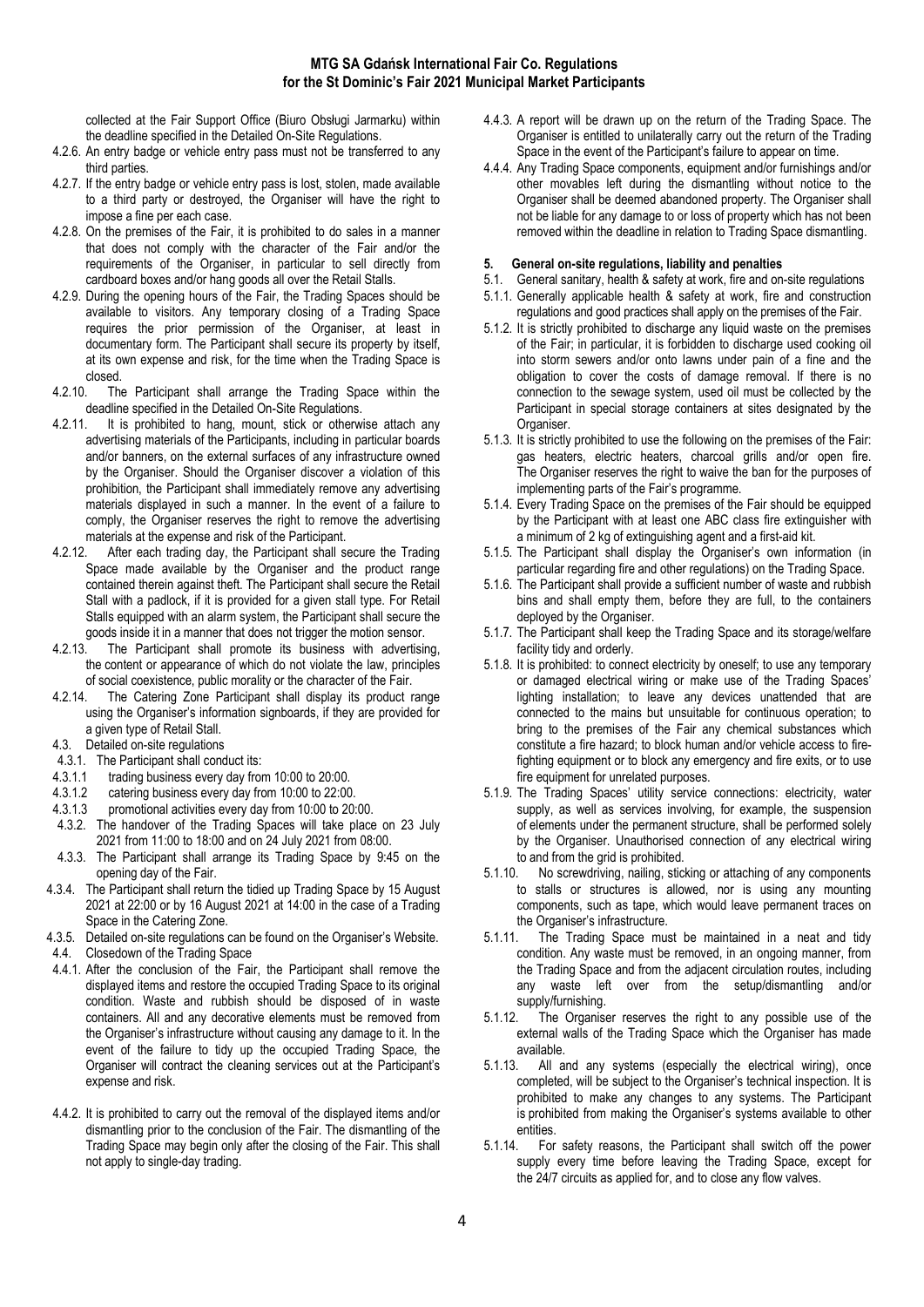collected at the Fair Support Office (Biuro Obsługi Jarmarku) within the deadline specified in the Detailed On-Site Regulations.

4.2.6. An entry badge or vehicle entry pass must not be transferred to any third parties.

4.2.7. If the entry badge or vehicle entry pass is lost, stolen, made available to a third party or destroyed, the Organiser will have the right to impose a fine per each case.

4.2.8. On the premises of the Fair, it is prohibited to do sales in a manner that does not comply with the character of the Fair and/or the requirements of the Organiser, in particular to sell directly from cardboard boxes and/or hang goods all over the Retail Stalls.

4.2.9. During the opening hours of the Fair, the Trading Spaces should be available to visitors. Any temporary closing of a Trading Space requires the prior permission of the Organiser, at least in documentary form. The Participant shall secure its property by itself, at its own expense and risk, for the time when the Trading Space is closed.

4.2.10. The Participant shall arrange the Trading Space within the deadline specified in the Detailed On-Site Regulations.

4.2.11. It is prohibited to hang, mount, stick or otherwise attach any advertising materials of the Participants, including in particular boards and/or banners, on the external surfaces of any infrastructure owned by the Organiser. Should the Organiser discover a violation of this prohibition, the Participant shall immediately remove any advertising materials displayed in such a manner. In the event of a failure to comply, the Organiser reserves the right to remove the advertising materials at the expense and risk of the Participant.

4.2.12. After each trading day, the Participant shall secure the Trading Space made available by the Organiser and the product range contained therein against theft. The Participant shall secure the Retail Stall with a padlock, if it is provided for a given stall type. For Retail Stalls equipped with an alarm system, the Participant shall secure the goods inside it in a manner that does not trigger the motion sensor.

4.2.13. The Participant shall promote its business with advertising, the content or appearance of which do not violate the law, principles of social coexistence, public morality or the character of the Fair.

4.2.14. The Catering Zone Participant shall display its product range using the Organiser's information signboards, if they are provided for a given type of Retail Stall.

4.3. Detailed on-site regulations

4.3.1. The Participant shall conduct its:

4.3.1.1 trading business every day from 10:00 to 20:00.

4.3.1.2 catering business every day from 10:00 to 22:00.

4.3.1.3 promotional activities every day from 10:00 to 20:00.

4.3.2. The handover of the Trading Spaces will take place on 23 July 2021 from 11:00 to 18:00 and on 24 July 2021 from 08:00.

4.3.3. The Participant shall arrange its Trading Space by 9:45 on the opening day of the Fair.

4.3.4. The Participant shall return the tidied up Trading Space by 15 August 2021 at 22:00 or by 16 August 2021 at 14:00 in the case of a Trading Space in the Catering Zone.

4.3.5. Detailed on-site regulations can be found on the Organiser's Website.

4.4. Closedown of the Trading Space

4.4.1. After the conclusion of the Fair, the Participant shall remove the displayed items and restore the occupied Trading Space to its original condition. Waste and rubbish should be disposed of in waste containers. All and any decorative elements must be removed from the Organiser's infrastructure without causing any damage to it. In the event of the failure to tidy up the occupied Trading Space, the Organiser will contract the cleaning services out at the Participant's expense and risk.

4.4.2. It is prohibited to carry out the removal of the displayed items and/or dismantling prior to the conclusion of the Fair. The dismantling of the Trading Space may begin only after the closing of the Fair. This shall not apply to single-day trading.

4.4.3. A report will be drawn up on the return of the Trading Space. The Organiser is entitled to unilaterally carry out the return of the Trading Space in the event of the Participant's failure to appear on time.

4.4.4. Any Trading Space components, equipment and/or furnishings and/or other movables left during the dismantling without notice to the Organiser shall be deemed abandoned property. The Organiser shall not be liable for any damage to or loss of property which has not been removed within the deadline in relation to Trading Space dismantling.

## 5. General on-site regulations, liability and penalties

5.1. General sanitary, health & safety at work, fire and on-site regulations

5.1.1. Generally applicable health & safety at work, fire and construction regulations and good practices shall apply on the premises of the Fair.

5.1.2. It is strictly prohibited to discharge any liquid waste on the premises of the Fair; in particular, it is forbidden to discharge used cooking oil into storm sewers and/or onto lawns under pain of a fine and the obligation to cover the costs of damage removal. If there is no connection to the sewage system, used oil must be collected by the Participant in special storage containers at sites designated by the Organiser.

5.1.3. It is strictly prohibited to use the following on the premises of the Fair: gas heaters, electric heaters, charcoal grills and/or open fire. The Organiser reserves the right to waive the ban for the purposes of implementing parts of the Fair's programme.

5.1.4. Every Trading Space on the premises of the Fair should be equipped by the Participant with at least one ABC class fire extinguisher with a minimum of 2 kg of extinguishing agent and a first-aid kit.

5.1.5. The Participant shall display the Organiser's own information (in particular regarding fire and other regulations) on the Trading Space.

5.1.6. The Participant shall provide a sufficient number of waste and rubbish bins and shall empty them, before they are full, to the containers deployed by the Organiser.

5.1.7. The Participant shall keep the Trading Space and its storage/welfare facility tidy and orderly.

5.1.8. It is prohibited: to connect electricity by oneself; to use any temporary or damaged electrical wiring or make use of the Trading Spaces' lighting installation; to leave any devices unattended that are connected to the mains but unsuitable for continuous operation; to bring to the premises of the Fair any chemical substances which constitute a fire hazard; to block human and/or vehicle access to fire-fighting equipment or to block any emergency and fire exits, or to use fire equipment for unrelated purposes.

5.1.9. The Trading Spaces' utility service connections: electricity, water supply, as well as services involving, for example, the suspension of elements under the permanent structure, shall be performed solely by the Organiser. Unauthorised connection of any electrical wiring to and from the grid is prohibited.

5.1.10. No screwdriving, nailing, sticking or attaching of any components to stalls or structures is allowed, nor is using any mounting components, such as tape, which would leave permanent traces on the Organiser's infrastructure.

5.1.11. The Trading Space must be maintained in a neat and tidy condition. Any waste must be removed, in an ongoing manner, from the Trading Space and from the adjacent circulation routes, including any waste left over from the setup/dismantling and/or supply/furnishing.

5.1.12. The Organiser reserves the right to any possible use of the external walls of the Trading Space which the Organiser has made available.

5.1.13. All and any systems (especially the electrical wiring), once completed, will be subject to the Organiser's technical inspection. It is prohibited to make any changes to any systems. The Participant is prohibited from making the Organiser's systems available to other entities.

5.1.14. For safety reasons, the Participant shall switch off the power supply every time before leaving the Trading Space, except for the 24/7 circuits as applied for, and to close any flow valves.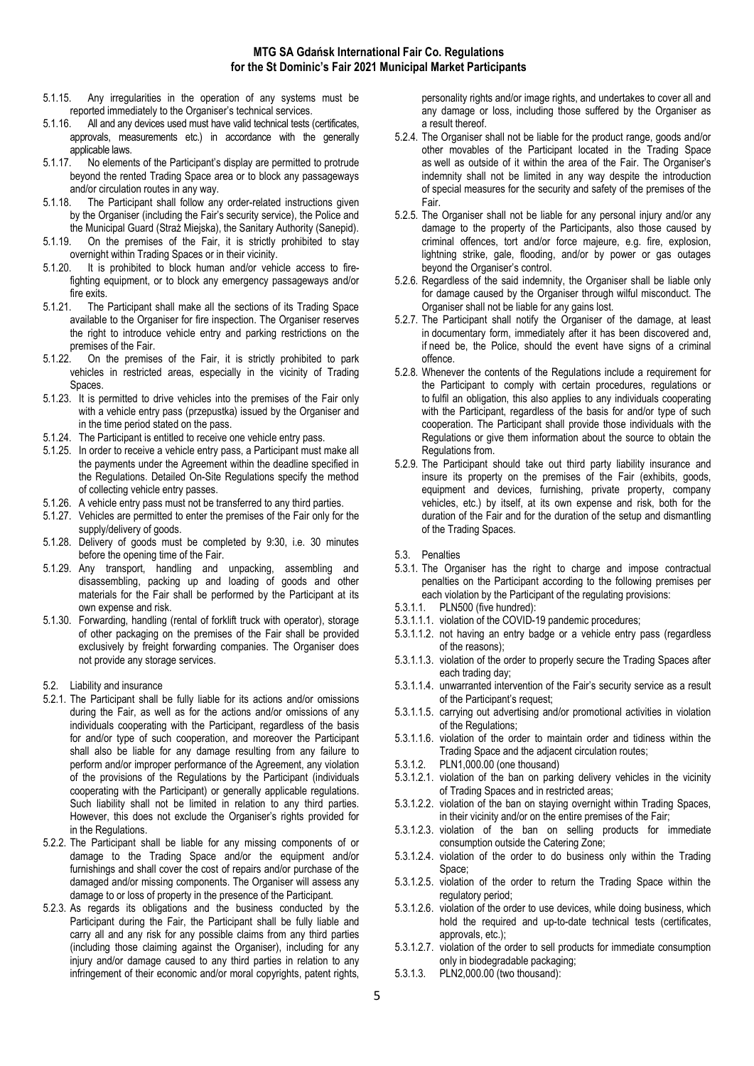5.1.15. Any irregularities in the operation of any systems must be reported immediately to the Organiser's technical services.

5.1.16. All and any devices used must have valid technical tests (certificates, approvals, measurements etc.) in accordance with the generally applicable laws.

5.1.17. No elements of the Participant's display are permitted to protrude beyond the rented Trading Space area or to block any passageways and/or circulation routes in any way.

5.1.18. The Participant shall follow any order-related instructions given by the Organiser (including the Fair's security service), the Police and the Municipal Guard (Straż Miejska), the Sanitary Authority (Sanepid).

5.1.19. On the premises of the Fair, it is strictly prohibited to stay overnight within Trading Spaces or in their vicinity.

5.1.20. It is prohibited to block human and/or vehicle access to fire-fighting equipment, or to block any emergency passageways and/or fire exits.

5.1.21. The Participant shall make all the sections of its Trading Space available to the Organiser for fire inspection. The Organiser reserves the right to introduce vehicle entry and parking restrictions on the premises of the Fair.

5.1.22. On the premises of the Fair, it is strictly prohibited to park vehicles in restricted areas, especially in the vicinity of Trading Spaces.

5.1.23. It is permitted to drive vehicles into the premises of the Fair only with a vehicle entry pass (przepustka) issued by the Organiser and in the time period stated on the pass.

5.1.24. The Participant is entitled to receive one vehicle entry pass.

5.1.25. In order to receive a vehicle entry pass, a Participant must make all the payments under the Agreement within the deadline specified in the Regulations. Detailed On-Site Regulations specify the method of collecting vehicle entry passes.

5.1.26. A vehicle entry pass must not be transferred to any third parties.

5.1.27. Vehicles are permitted to enter the premises of the Fair only for the supply/delivery of goods.

5.1.28. Delivery of goods must be completed by 9:30, i.e. 30 minutes before the opening time of the Fair.

5.1.29. Any transport, handling and unpacking, assembling and disassembling, packing up and loading of goods and other materials for the Fair shall be performed by the Participant at its own expense and risk.

5.1.30. Forwarding, handling (rental of forklift truck with operator), storage of other packaging on the premises of the Fair shall be provided exclusively by freight forwarding companies. The Organiser does not provide any storage services.

5.2. Liability and insurance

5.2.1. The Participant shall be fully liable for its actions and/or omissions during the Fair, as well as for the actions and/or omissions of any individuals cooperating with the Participant, regardless of the basis for and/or type of such cooperation, and moreover the Participant shall also be liable for any damage resulting from any failure to perform and/or improper performance of the Agreement, any violation of the provisions of the Regulations by the Participant (individuals cooperating with the Participant) or generally applicable regulations. Such liability shall not be limited in relation to any third parties. However, this does not exclude the Organiser's rights provided for in the Regulations.

5.2.2. The Participant shall be liable for any missing components of or damage to the Trading Space and/or the equipment and/or furnishings and shall cover the cost of repairs and/or purchase of the damaged and/or missing components. The Organiser will assess any damage to or loss of property in the presence of the Participant.

5.2.3. As regards its obligations and the business conducted by the Participant during the Fair, the Participant shall be fully liable and carry all and any risk for any possible claims from any third parties (including those claiming against the Organiser), including for any injury and/or damage caused to any third parties in relation to any infringement of their economic and/or moral copyrights, patent rights, personality rights and/or image rights, and undertakes to cover all and any damage or loss, including those suffered by the Organiser as a result thereof.

5.2.4. The Organiser shall not be liable for the product range, goods and/or other movables of the Participant located in the Trading Space as well as outside of it within the area of the Fair. The Organiser's indemnity shall not be limited in any way despite the introduction of special measures for the security and safety of the premises of the Fair.

5.2.5. The Organiser shall not be liable for any personal injury and/or any damage to the property of the Participants, also those caused by criminal offences, tort and/or force majeure, e.g. fire, explosion, lightning strike, gale, flooding, and/or by power or gas outages beyond the Organiser's control.

5.2.6. Regardless of the said indemnity, the Organiser shall be liable only for damage caused by the Organiser through wilful misconduct. The Organiser shall not be liable for any gains lost.

5.2.7. The Participant shall notify the Organiser of the damage, at least in documentary form, immediately after it has been discovered and, if need be, the Police, should the event have signs of a criminal offence.

5.2.8. Whenever the contents of the Regulations include a requirement for the Participant to comply with certain procedures, regulations or to fulfil an obligation, this also applies to any individuals cooperating with the Participant, regardless of the basis for and/or type of such cooperation. The Participant shall provide those individuals with the Regulations or give them information about the source to obtain the Regulations from.

5.2.9. The Participant should take out third party liability insurance and insure its property on the premises of the Fair (exhibits, goods, equipment and devices, furnishing, private property, company vehicles, etc.) by itself, at its own expense and risk, both for the duration of the Fair and for the duration of the setup and dismantling of the Trading Spaces.

5.3. Penalties

5.3.1. The Organiser has the right to charge and impose contractual penalties on the Participant according to the following premises per each violation by the Participant of the regulating provisions:

5.3.1.1. PLN500 (five hundred):

5.3.1.1.1. violation of the COVID-19 pandemic procedures;

5.3.1.1.2. not having an entry badge or a vehicle entry pass (regardless of the reasons);

5.3.1.1.3. violation of the order to properly secure the Trading Spaces after each trading day;

5.3.1.1.4. unwarranted intervention of the Fair's security service as a result of the Participant's request;

5.3.1.1.5. carrying out advertising and/or promotional activities in violation of the Regulations;

5.3.1.1.6. violation of the order to maintain order and tidiness within the Trading Space and the adjacent circulation routes;

5.3.1.2. PLN1,000.00 (one thousand)

5.3.1.2.1. violation of the ban on parking delivery vehicles in the vicinity of Trading Spaces and in restricted areas;

5.3.1.2.2. violation of the ban on staying overnight within Trading Spaces, in their vicinity and/or on the entire premises of the Fair;

5.3.1.2.3. violation of the ban on selling products for immediate consumption outside the Catering Zone;

5.3.1.2.4. violation of the order to do business only within the Trading Space;

5.3.1.2.5. violation of the order to return the Trading Space within the regulatory period;

5.3.1.2.6. violation of the order to use devices, while doing business, which hold the required and up-to-date technical tests (certificates, approvals, etc.);

5.3.1.2.7. violation of the order to sell products for immediate consumption only in biodegradable packaging;

5.3.1.3. PLN2,000.00 (two thousand):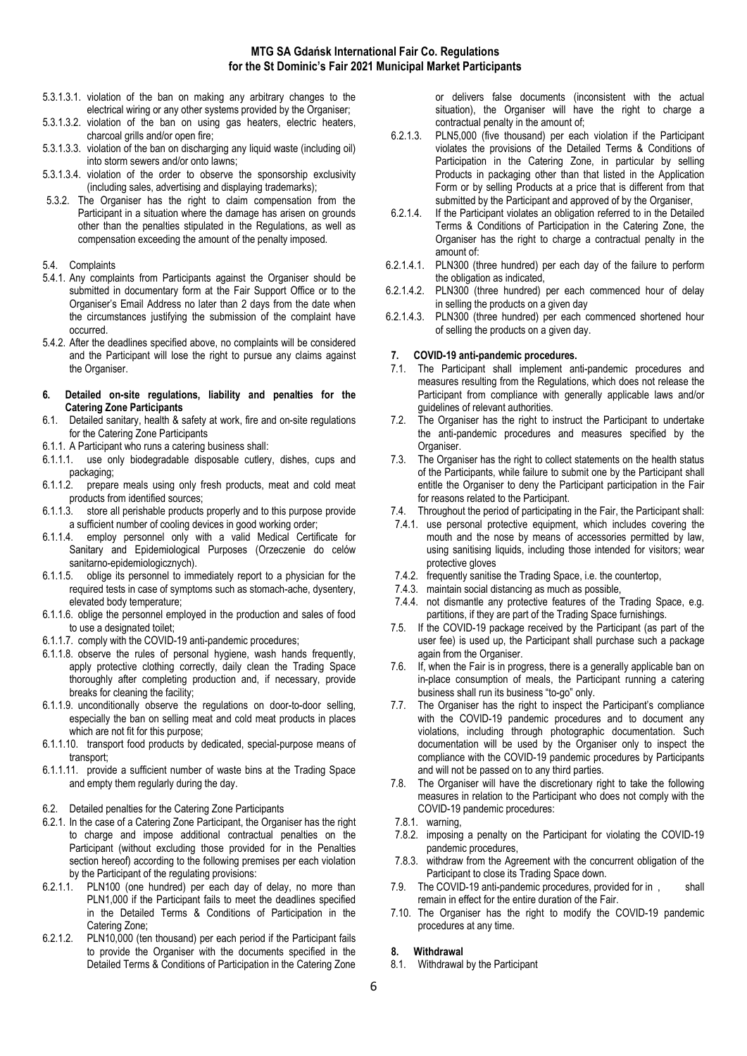5.3.1.3.1. violation of the ban on making any arbitrary changes to the electrical wiring or any other systems provided by the Organiser;

5.3.1.3.2. violation of the ban on using gas heaters, electric heaters, charcoal grills and/or open fire;

5.3.1.3.3. violation of the ban on discharging any liquid waste (including oil) into storm sewers and/or onto lawns;

5.3.1.3.4. violation of the order to observe the sponsorship exclusivity (including sales, advertising and displaying trademarks);

5.3.2. The Organiser has the right to claim compensation from the Participant in a situation where the damage has arisen on grounds other than the penalties stipulated in the Regulations, as well as compensation exceeding the amount of the penalty imposed.

5.4. Complaints

5.4.1. Any complaints from Participants against the Organiser should be submitted in documentary form at the Fair Support Office or to the Organiser's Email Address no later than 2 days from the date when the circumstances justifying the submission of the complaint have occurred.

5.4.2. After the deadlines specified above, no complaints will be considered and the Participant will lose the right to pursue any claims against the Organiser.

## 6. Detailed on-site regulations, liability and penalties for the Catering Zone Participants

6.1. Detailed sanitary, health & safety at work, fire and on-site regulations for the Catering Zone Participants

6.1.1. A Participant who runs a catering business shall:

6.1.1.1. use only biodegradable disposable cutlery, dishes, cups and packaging;

6.1.1.2. prepare meals using only fresh products, meat and cold meat products from identified sources;

6.1.1.3. store all perishable products properly and to this purpose provide a sufficient number of cooling devices in good working order;

6.1.1.4. employ personnel only with a valid Medical Certificate for Sanitary and Epidemiological Purposes (Orzeczenie do celów sanitarno-epidemiologicznych).

6.1.1.5. oblige its personnel to immediately report to a physician for the required tests in case of symptoms such as stomach-ache, dysentery, elevated body temperature;

6.1.1.6. oblige the personnel employed in the production and sales of food to use a designated toilet;

6.1.1.7. comply with the COVID-19 anti-pandemic procedures;

6.1.1.8. observe the rules of personal hygiene, wash hands frequently, apply protective clothing correctly, daily clean the Trading Space thoroughly after completing production and, if necessary, provide breaks for cleaning the facility;

6.1.1.9. unconditionally observe the regulations on door-to-door selling, especially the ban on selling meat and cold meat products in places which are not fit for this purpose;

6.1.1.10. transport food products by dedicated, special-purpose means of transport;

6.1.1.11. provide a sufficient number of waste bins at the Trading Space and empty them regularly during the day.

6.2. Detailed penalties for the Catering Zone Participants

6.2.1. In the case of a Catering Zone Participant, the Organiser has the right to charge and impose additional contractual penalties on the Participant (without excluding those provided for in the Penalties section hereof) according to the following premises per each violation by the Participant of the regulating provisions:

6.2.1.1. PLN100 (one hundred) per each day of delay, no more than PLN1,000 if the Participant fails to meet the deadlines specified in the Detailed Terms & Conditions of Participation in the Catering Zone;

6.2.1.2. PLN10,000 (ten thousand) per each period if the Participant fails to provide the Organiser with the documents specified in the Detailed Terms & Conditions of Participation in the Catering Zone or delivers false documents (inconsistent with the actual situation), the Organiser will have the right to charge a contractual penalty in the amount of;

6.2.1.3. PLN5,000 (five thousand) per each violation if the Participant violates the provisions of the Detailed Terms & Conditions of Participation in the Catering Zone, in particular by selling Products in packaging other than that listed in the Application Form or by selling Products at a price that is different from that submitted by the Participant and approved of by the Organiser,

6.2.1.4. If the Participant violates an obligation referred to in the Detailed Terms & Conditions of Participation in the Catering Zone, the Organiser has the right to charge a contractual penalty in the amount of:

6.2.1.4.1. PLN300 (three hundred) per each day of the failure to perform the obligation as indicated,

6.2.1.4.2. PLN300 (three hundred) per each commenced hour of delay in selling the products on a given day

6.2.1.4.3. PLN300 (three hundred) per each commenced shortened hour of selling the products on a given day.

## 7. COVID-19 anti-pandemic procedures.

7.1. The Participant shall implement anti-pandemic procedures and measures resulting from the Regulations, which does not release the Participant from compliance with generally applicable laws and/or guidelines of relevant authorities.

7.2. The Organiser has the right to instruct the Participant to undertake the anti-pandemic procedures and measures specified by the Organiser.

7.3. The Organiser has the right to collect statements on the health status of the Participants, while failure to submit one by the Participant shall entitle the Organiser to deny the Participant participation in the Fair for reasons related to the Participant.

7.4. Throughout the period of participating in the Fair, the Participant shall:

7.4.1. use personal protective equipment, which includes covering the mouth and the nose by means of accessories permitted by law, using sanitising liquids, including those intended for visitors; wear protective gloves

7.4.2. frequently sanitise the Trading Space, i.e. the countertop,

7.4.3. maintain social distancing as much as possible,

7.4.4. not dismantle any protective features of the Trading Space, e.g. partitions, if they are part of the Trading Space furnishings.

7.5. If the COVID-19 package received by the Participant (as part of the user fee) is used up, the Participant shall purchase such a package again from the Organiser.

7.6. If, when the Fair is in progress, there is a generally applicable ban on in-place consumption of meals, the Participant running a catering business shall run its business "to-go" only.

7.7. The Organiser has the right to inspect the Participant's compliance with the COVID-19 pandemic procedures and to document any violations, including through photographic documentation. Such documentation will be used by the Organiser only to inspect the compliance with the COVID-19 pandemic procedures by Participants and will not be passed on to any third parties.

7.8. The Organiser will have the discretionary right to take the following measures in relation to the Participant who does not comply with the COVID-19 pandemic procedures:

7.8.1. warning,

7.8.2. imposing a penalty on the Participant for violating the COVID-19 pandemic procedures,

7.8.3. withdraw from the Agreement with the concurrent obligation of the Participant to close its Trading Space down.

7.9. The COVID-19 anti-pandemic procedures, provided for in , shall remain in effect for the entire duration of the Fair.

7.10. The Organiser has the right to modify the COVID-19 pandemic procedures at any time.

## 8. Withdrawal

8.1. Withdrawal by the Participant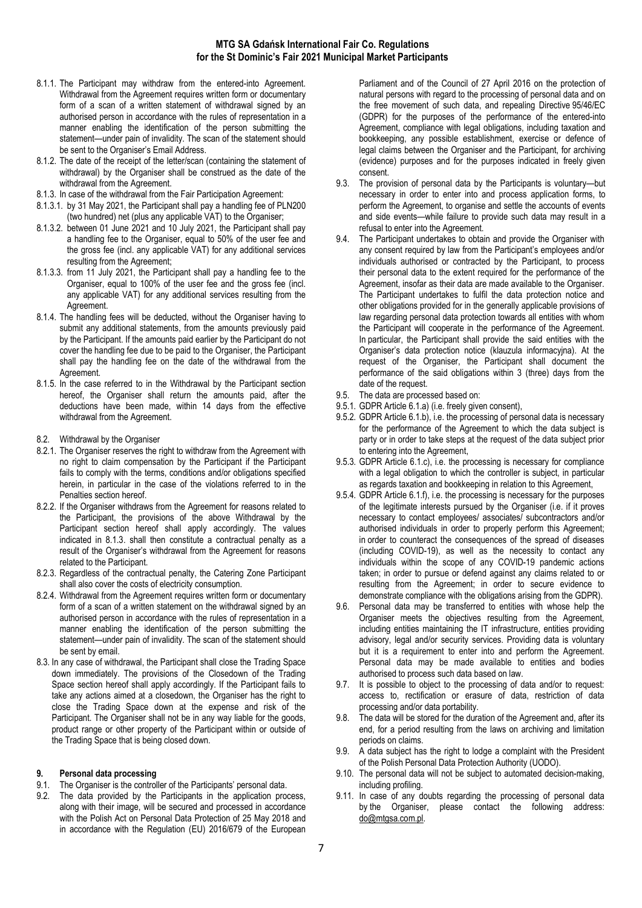8.1.1. The Participant may withdraw from the entered-into Agreement. Withdrawal from the Agreement requires written form or documentary form of a scan of a written statement of withdrawal signed by an authorised person in accordance with the rules of representation in a manner enabling the identification of the person submitting the statement—under pain of invalidity. The scan of the statement should be sent to the Organiser's Email Address.

8.1.2. The date of the receipt of the letter/scan (containing the statement of withdrawal) by the Organiser shall be construed as the date of the withdrawal from the Agreement.

8.1.3. In case of the withdrawal from the Fair Participation Agreement:

8.1.3.1. by 31 May 2021, the Participant shall pay a handling fee of PLN200 (two hundred) net (plus any applicable VAT) to the Organiser;

8.1.3.2. between 01 June 2021 and 10 July 2021, the Participant shall pay a handling fee to the Organiser, equal to 50% of the user fee and the gross fee (incl. any applicable VAT) for any additional services resulting from the Agreement;

8.1.3.3. from 11 July 2021, the Participant shall pay a handling fee to the Organiser, equal to 100% of the user fee and the gross fee (incl. any applicable VAT) for any additional services resulting from the Agreement.

8.1.4. The handling fees will be deducted, without the Organiser having to submit any additional statements, from the amounts previously paid by the Participant. If the amounts paid earlier by the Participant do not cover the handling fee due to be paid to the Organiser, the Participant shall pay the handling fee on the date of the withdrawal from the Agreement.

8.1.5. In the case referred to in the Withdrawal by the Participant section hereof, the Organiser shall return the amounts paid, after the deductions have been made, within 14 days from the effective withdrawal from the Agreement.

8.2. Withdrawal by the Organiser

8.2.1. The Organiser reserves the right to withdraw from the Agreement with no right to claim compensation by the Participant if the Participant fails to comply with the terms, conditions and/or obligations specified herein, in particular in the case of the violations referred to in the Penalties section hereof.

8.2.2. If the Organiser withdraws from the Agreement for reasons related to the Participant, the provisions of the above Withdrawal by the Participant section hereof shall apply accordingly. The values indicated in 8.1.3. shall then constitute a contractual penalty as a result of the Organiser's withdrawal from the Agreement for reasons related to the Participant.

8.2.3. Regardless of the contractual penalty, the Catering Zone Participant shall also cover the costs of electricity consumption.

8.2.4. Withdrawal from the Agreement requires written form or documentary form of a scan of a written statement on the withdrawal signed by an authorised person in accordance with the rules of representation in a manner enabling the identification of the person submitting the statement—under pain of invalidity. The scan of the statement should be sent by email.

8.3. In any case of withdrawal, the Participant shall close the Trading Space down immediately. The provisions of the Closedown of the Trading Space section hereof shall apply accordingly. If the Participant fails to take any actions aimed at a closedown, the Organiser has the right to close the Trading Space down at the expense and risk of the Participant. The Organiser shall not be in any way liable for the goods, product range or other property of the Participant within or outside of the Trading Space that is being closed down.

## 9. Personal data processing

9.1. The Organiser is the controller of the Participants' personal data.

9.2. The data provided by the Participants in the application process, along with their image, will be secured and processed in accordance with the Polish Act on Personal Data Protection of 25 May 2018 and in accordance with the Regulation (EU) 2016/679 of the European Parliament and of the Council of 27 April 2016 on the protection of natural persons with regard to the processing of personal data and on the free movement of such data, and repealing Directive 95/46/EC (GDPR) for the purposes of the performance of the entered-into Agreement, compliance with legal obligations, including taxation and bookkeeping, any possible establishment, exercise or defence of legal claims between the Organiser and the Participant, for archiving (evidence) purposes and for the purposes indicated in freely given consent.

9.3. The provision of personal data by the Participants is voluntary—but necessary in order to enter into and process application forms, to perform the Agreement, to organise and settle the accounts of events and side events—while failure to provide such data may result in a refusal to enter into the Agreement.

9.4. The Participant undertakes to obtain and provide the Organiser with any consent required by law from the Participant's employees and/or individuals authorised or contracted by the Participant, to process their personal data to the extent required for the performance of the Agreement, insofar as their data are made available to the Organiser. The Participant undertakes to fulfil the data protection notice and other obligations provided for in the generally applicable provisions of law regarding personal data protection towards all entities with whom the Participant will cooperate in the performance of the Agreement. In particular, the Participant shall provide the said entities with the Organiser's data protection notice (klauzula informacyjna). At the request of the Organiser, the Participant shall document the performance of the said obligations within 3 (three) days from the date of the request.

9.5. The data are processed based on:

9.5.1. GDPR Article 6.1.a) (i.e. freely given consent),

9.5.2. GDPR Article 6.1.b), i.e. the processing of personal data is necessary for the performance of the Agreement to which the data subject is party or in order to take steps at the request of the data subject prior to entering into the Agreement,

9.5.3. GDPR Article 6.1.c), i.e. the processing is necessary for compliance with a legal obligation to which the controller is subject, in particular as regards taxation and bookkeeping in relation to this Agreement,

9.5.4. GDPR Article 6.1.f), i.e. the processing is necessary for the purposes of the legitimate interests pursued by the Organiser (i.e. if it proves necessary to contact employees/ associates/ subcontractors and/or authorised individuals in order to properly perform this Agreement; in order to counteract the consequences of the spread of diseases (including COVID-19), as well as the necessity to contact any individuals within the scope of any COVID-19 pandemic actions taken; in order to pursue or defend against any claims related to or resulting from the Agreement; in order to secure evidence to demonstrate compliance with the obligations arising from the GDPR).

9.6. Personal data may be transferred to entities with whose help the Organiser meets the objectives resulting from the Agreement, including entities maintaining the IT infrastructure, entities providing advisory, legal and/or security services. Providing data is voluntary but it is a requirement to enter into and perform the Agreement. Personal data may be made available to entities and bodies authorised to process such data based on law.

9.7. It is possible to object to the processing of data and/or to request: access to, rectification or erasure of data, restriction of data processing and/or data portability.

9.8. The data will be stored for the duration of the Agreement and, after its end, for a period resulting from the laws on archiving and limitation periods on claims.

9.9. A data subject has the right to lodge a complaint with the President of the Polish Personal Data Protection Authority (UODO).

9.10. The personal data will not be subject to automated decision-making, including profiling.

9.11. In case of any doubts regarding the processing of personal data by the Organiser, please contact the following address: do@mtgsa.com.pl.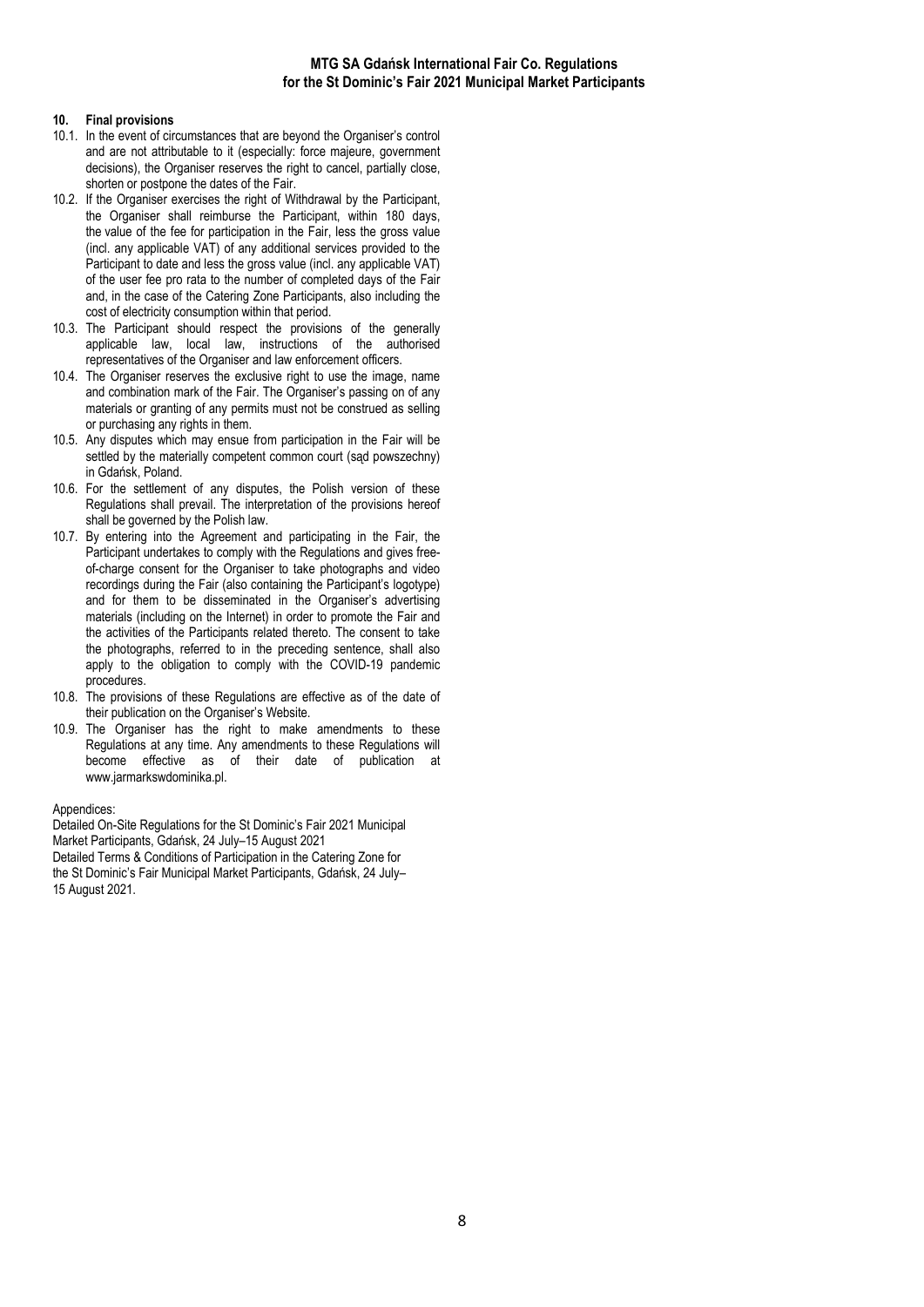## 10. Final provisions

10.1. In the event of circumstances that are beyond the Organiser's control and are not attributable to it (especially: force majeure, government decisions), the Organiser reserves the right to cancel, partially close, shorten or postpone the dates of the Fair.

10.2. If the Organiser exercises the right of Withdrawal by the Participant, the Organiser shall reimburse the Participant, within 180 days, the value of the fee for participation in the Fair, less the gross value (incl. any applicable VAT) of any additional services provided to the Participant to date and less the gross value (incl. any applicable VAT) of the user fee pro rata to the number of completed days of the Fair and, in the case of the Catering Zone Participants, also including the cost of electricity consumption within that period.

10.3. The Participant should respect the provisions of the generally applicable law, local law, instructions of the authorised representatives of the Organiser and law enforcement officers.

10.4. The Organiser reserves the exclusive right to use the image, name and combination mark of the Fair. The Organiser's passing on of any materials or granting of any permits must not be construed as selling or purchasing any rights in them.

10.5. Any disputes which may ensue from participation in the Fair will be settled by the materially competent common court (sąd powszechny) in Gdańsk, Poland.

10.6. For the settlement of any disputes, the Polish version of these Regulations shall prevail. The interpretation of the provisions hereof shall be governed by the Polish law.

10.7. By entering into the Agreement and participating in the Fair, the Participant undertakes to comply with the Regulations and gives free-of-charge consent for the Organiser to take photographs and video recordings during the Fair (also containing the Participant's logotype) and for them to be disseminated in the Organiser's advertising materials (including on the Internet) in order to promote the Fair and the activities of the Participants related thereto. The consent to take the photographs, referred to in the preceding sentence, shall also apply to the obligation to comply with the COVID-19 pandemic procedures.

10.8. The provisions of these Regulations are effective as of the date of their publication on the Organiser's Website.

10.9. The Organiser has the right to make amendments to these Regulations at any time. Any amendments to these Regulations will become effective as of their date of publication at www.jarmarkswdominika.pl.

Appendices:

Detailed On-Site Regulations for the St Dominic's Fair 2021 Municipal Market Participants, Gdańsk, 24 July–15 August 2021

Detailed Terms & Conditions of Participation in the Catering Zone for the St Dominic's Fair Municipal Market Participants, Gdańsk, 24 July–15 August 2021.